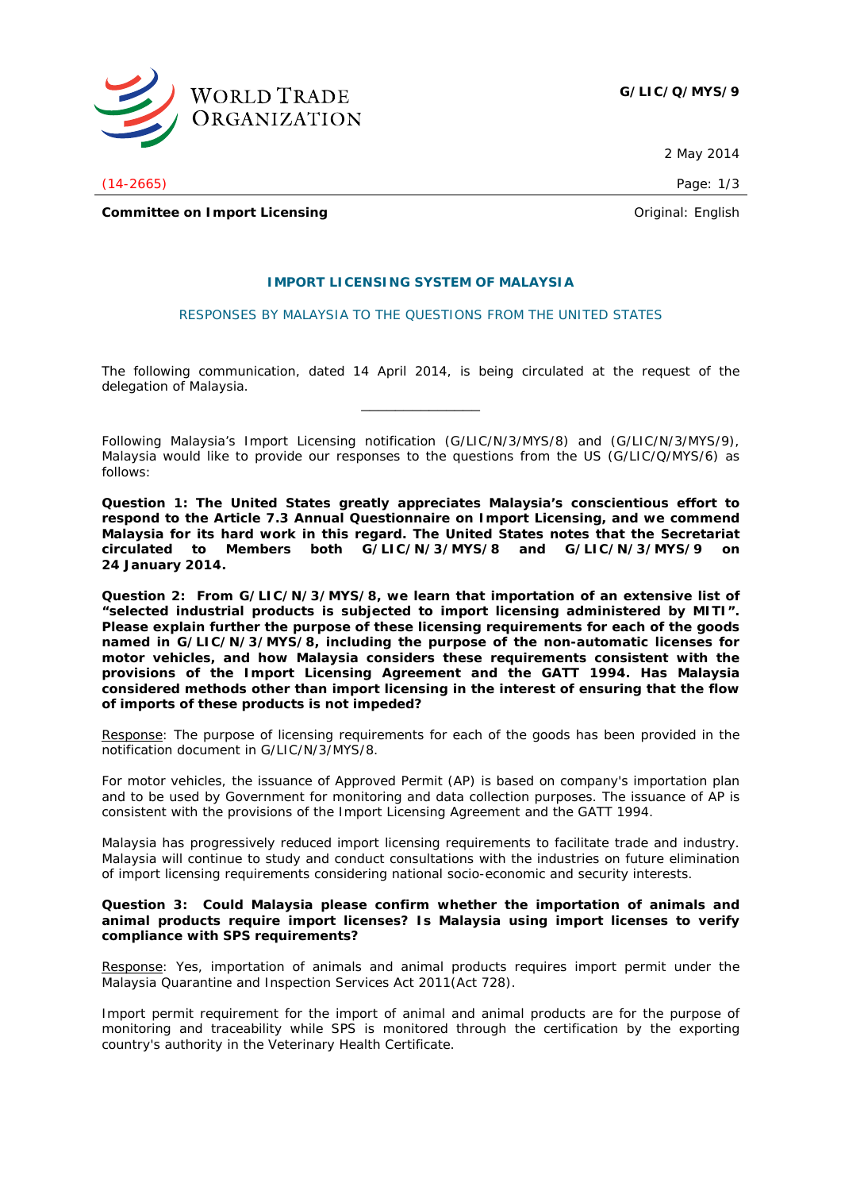G/LIC/Q/MYS/9

2 May 2014

(14-2665)

**Committee on Import Licensing**

Original: English

## IMPORT LICENSING SYSTEM OF MALAYSIA

### RESPONSES BY MALAYSIA TO THE QUESTIONS FROM THE UNITED STATES

The following communication, dated 14 April 2014, is being circulated at the request of the delegation of Malaysia.

---

Following Malaysia's Import Licensing notification (G/LIC/N/3/MYS/8) and (G/LIC/N/3/MYS/9), Malaysia would like to provide our responses to the questions from the US (G/LIC/Q/MYS/6) as follows:

**Question 1: The United States greatly appreciates Malaysia's conscientious effort to respond to the Article 7.3 Annual Questionnaire on Import Licensing, and we commend Malaysia for its hard work in this regard. The United States notes that the Secretariat circulated to Members both G/LIC/N/3/MYS/8 and G/LIC/N/3/MYS/9 on 24 January 2014.**

**Question 2: From G/LIC/N/3/MYS/8, we learn that importation of an extensive list of "selected industrial products is subjected to import licensing administered by MITI". Please explain further the purpose of these licensing requirements for each of the goods named in G/LIC/N/3/MYS/8, including the purpose of the non-automatic licenses for motor vehicles, and how Malaysia considers these requirements consistent with the provisions of the Import Licensing Agreement and the GATT 1994. Has Malaysia considered methods other than import licensing in the interest of ensuring that the flow of imports of these products is not impeded?**

Response: The purpose of licensing requirements for each of the goods has been provided in the notification document in G/LIC/N/3/MYS/8.

For motor vehicles, the issuance of Approved Permit (AP) is based on company's importation plan and to be used by Government for monitoring and data collection purposes. The issuance of AP is consistent with the provisions of the Import Licensing Agreement and the GATT 1994.

Malaysia has progressively reduced import licensing requirements to facilitate trade and industry. Malaysia will continue to study and conduct consultations with the industries on future elimination of import licensing requirements considering national socio-economic and security interests.

**Question 3: Could Malaysia please confirm whether the importation of animals and animal products require import licenses? Is Malaysia using import licenses to verify compliance with SPS requirements?**

Response: Yes, importation of animals and animal products requires import permit under the Malaysia Quarantine and Inspection Services Act 2011(Act 728).

Import permit requirement for the import of animal and animal products are for the purpose of monitoring and traceability while SPS is monitored through the certification by the exporting country's authority in the Veterinary Health Certificate.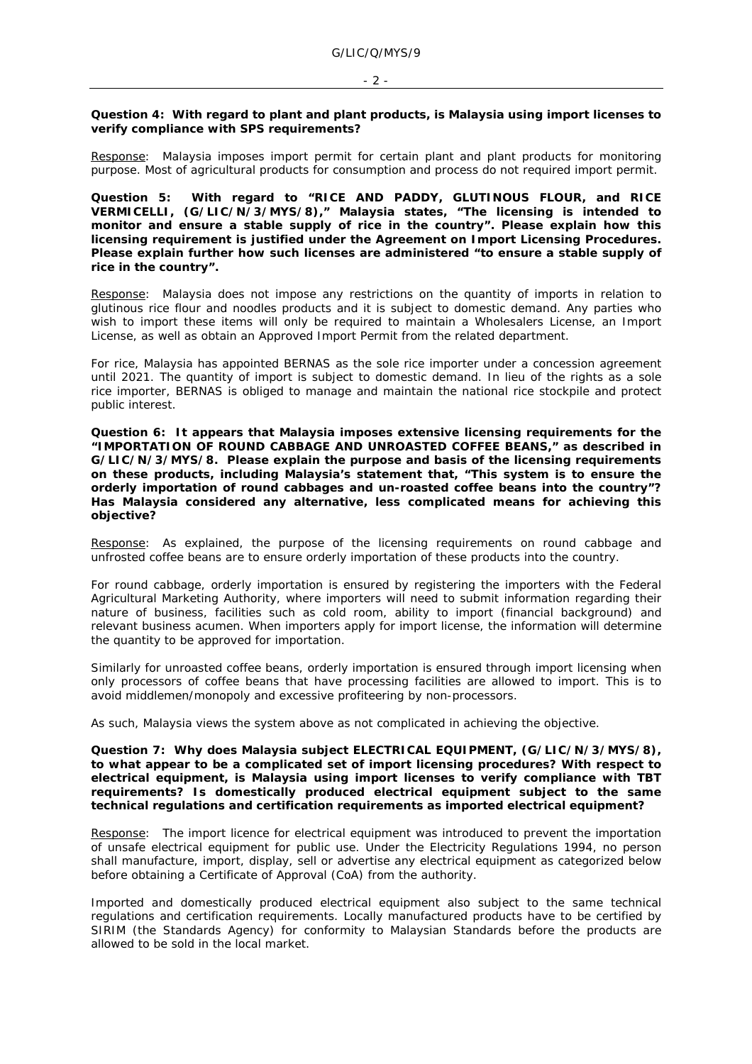**Question 4: With regard to plant and plant products, is Malaysia using import licenses to verify compliance with SPS requirements?**

Response: Malaysia imposes import permit for certain plant and plant products for monitoring purpose. Most of agricultural products for consumption and process do not required import permit.

**Question 5: With regard to "RICE AND PADDY, GLUTINOUS FLOUR, and RICE VERMICELLI, (G/LIC/N/3/MYS/8)," Malaysia states, "The licensing is intended to monitor and ensure a stable supply of rice in the country". Please explain how this licensing requirement is justified under the Agreement on Import Licensing Procedures. Please explain further how such licenses are administered "to ensure a stable supply of rice in the country".**

Response: Malaysia does not impose any restrictions on the quantity of imports in relation to glutinous rice flour and noodles products and it is subject to domestic demand. Any parties who wish to import these items will only be required to maintain a Wholesalers License, an Import License, as well as obtain an Approved Import Permit from the related department.

For rice, Malaysia has appointed BERNAS as the sole rice importer under a concession agreement until 2021. The quantity of import is subject to domestic demand. In lieu of the rights as a sole rice importer, BERNAS is obliged to manage and maintain the national rice stockpile and protect public interest.

**Question 6: It appears that Malaysia imposes extensive licensing requirements for the "IMPORTATION OF ROUND CABBAGE AND UNROASTED COFFEE BEANS," as described in G/LIC/N/3/MYS/8. Please explain the purpose and basis of the licensing requirements on these products, including Malaysia's statement that, "This system is to ensure the orderly importation of round cabbages and un-roasted coffee beans into the country"? Has Malaysia considered any alternative, less complicated means for achieving this objective?**

Response: As explained, the purpose of the licensing requirements on round cabbage and unfrosted coffee beans are to ensure orderly importation of these products into the country.

For round cabbage, orderly importation is ensured by registering the importers with the Federal Agricultural Marketing Authority, where importers will need to submit information regarding their nature of business, facilities such as cold room, ability to import (financial background) and relevant business acumen. When importers apply for import license, the information will determine the quantity to be approved for importation.

Similarly for unroasted coffee beans, orderly importation is ensured through import licensing when only processors of coffee beans that have processing facilities are allowed to import. This is to avoid middlemen/monopoly and excessive profiteering by non-processors.

As such, Malaysia views the system above as not complicated in achieving the objective.

**Question 7: Why does Malaysia subject ELECTRICAL EQUIPMENT, (G/LIC/N/3/MYS/8), to what appear to be a complicated set of import licensing procedures? With respect to electrical equipment, is Malaysia using import licenses to verify compliance with TBT requirements? Is domestically produced electrical equipment subject to the same technical regulations and certification requirements as imported electrical equipment?**

Response: The import licence for electrical equipment was introduced to prevent the importation of unsafe electrical equipment for public use. Under the Electricity Regulations 1994, no person shall manufacture, import, display, sell or advertise any electrical equipment as categorized below before obtaining a Certificate of Approval (CoA) from the authority.

Imported and domestically produced electrical equipment also subject to the same technical regulations and certification requirements. Locally manufactured products have to be certified by SIRIM (the Standards Agency) for conformity to Malaysian Standards before the products are allowed to be sold in the local market.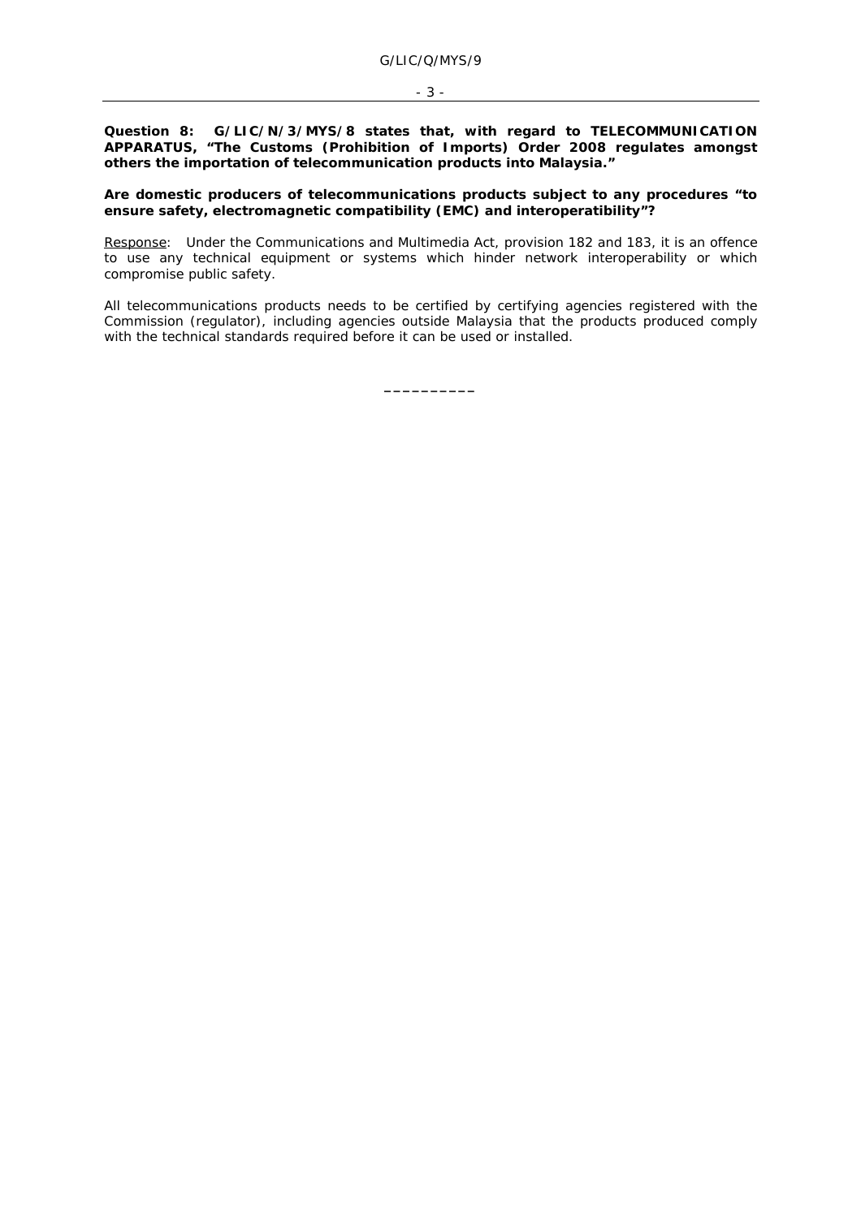**Question 8: G/LIC/N/3/MYS/8 states that, with regard to TELECOMMUNICATION APPARATUS, "The Customs (Prohibition of Imports) Order 2008 regulates amongst others the importation of telecommunication products into Malaysia."**

**Are domestic producers of telecommunications products subject to any procedures "to ensure safety, electromagnetic compatibility (EMC) and interoperatibility"?**

Response: Under the Communications and Multimedia Act, provision 182 and 183, it is an offence to use any technical equipment or systems which hinder network interoperability or which compromise public safety.

All telecommunications products needs to be certified by certifying agencies registered with the Commission (regulator), including agencies outside Malaysia that the products produced comply with the technical standards required before it can be used or installed.

__________